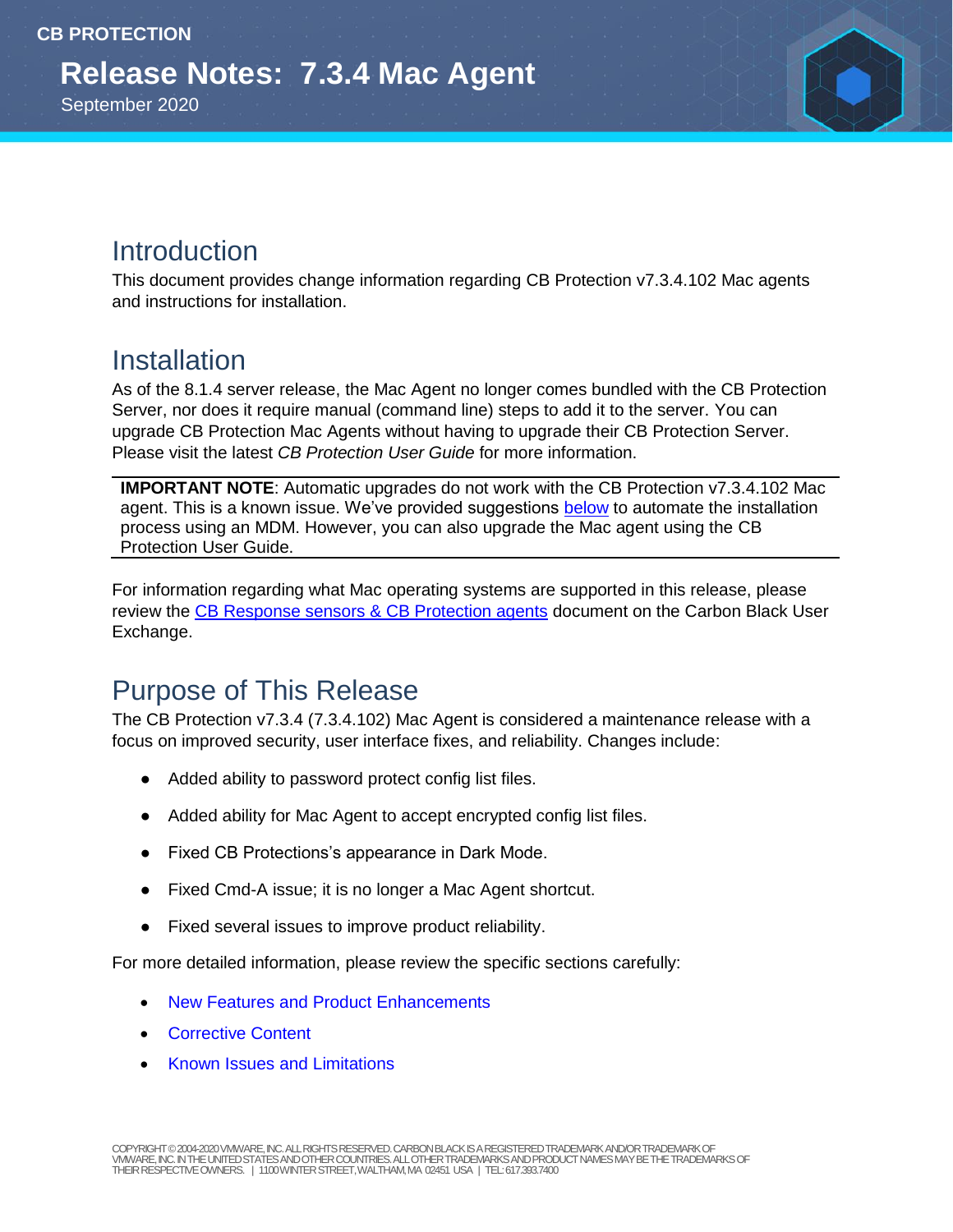CB PROTECTION

# Release Notes: 7.3.4 Mac Agent

September 2020

## Introduction

This document provides change information regarding CB Protection v7.3.4.102 Mac agents and instructions for installation.

## Installation

As of the 8.1.4 server release, the Mac Agent no longer comes bundled with the CB Protection Server, nor does it require manual (command line) steps to add it to the server. You can upgrade CB Protection Mac Agents without having to upgrade their CB Protection Server. Please visit the latest *CB Protection User Guide* for more information.

**IMPORTANT NOTE**: Automatic upgrades do not work with the CB Protection v7.3.4.102 Mac agent. This is a known issue. We've provided suggestions below to automate the installation process using an MDM. However, you can also upgrade the Mac agent using the CB Protection User Guide.

For information regarding what Mac operating systems are supported in this release, please review the CB Response sensors & CB Protection agents document on the Carbon Black User Exchange.

## Purpose of This Release

The CB Protection v7.3.4 (7.3.4.102) Mac Agent is considered a maintenance release with a focus on improved security, user interface fixes, and reliability. Changes include:

- Added ability to password protect config list files.
- Added ability for Mac Agent to accept encrypted config list files.
- Fixed CB Protections's appearance in Dark Mode.
- Fixed Cmd-A issue; it is no longer a Mac Agent shortcut.
- Fixed several issues to improve product reliability.

For more detailed information, please review the specific sections carefully:

- New Features and Product Enhancements
- Corrective Content
- Known Issues and Limitations

COPYRIGHT © 2004-2020 VMWARE, INC. ALL RIGHTS RESERVED. CARBON BLACK IS A REGISTERED TRADEMARK AND/OR TRADEMARK OF VMWARE, INC. IN THE UNITED STATES AND OTHER COUNTRIES. ALL OTHER TRADEMARKS AND PRODUCT NAMES MAY BE THE TRADEMARKS OF THEIR RESPECTIVE OWNERS. | 1100 WINTER STREET, WALTHAM, MA 02451 USA | TEL: 617.393.7400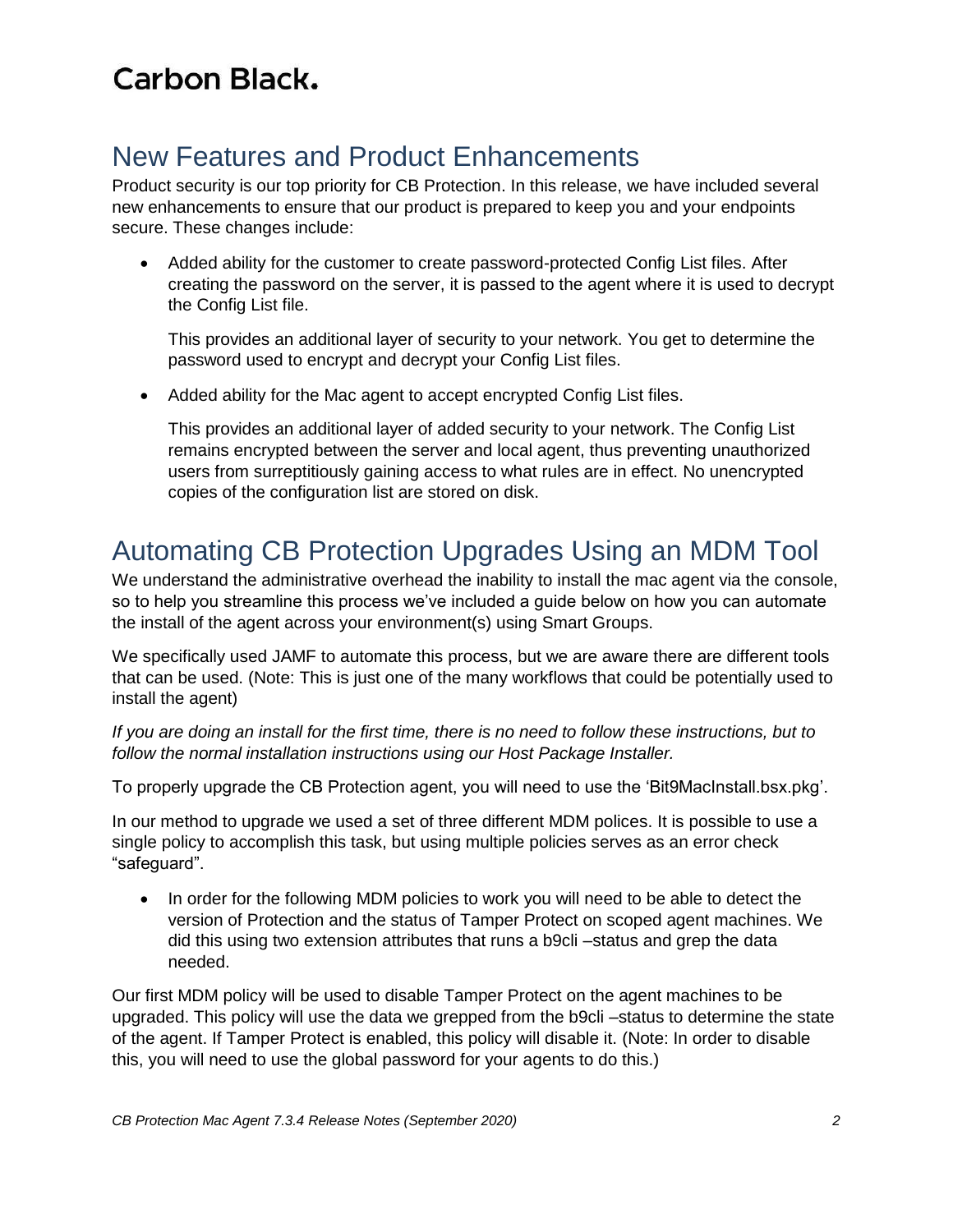# Carbon Black.

## New Features and Product Enhancements

Product security is our top priority for CB Protection. In this release, we have included several new enhancements to ensure that our product is prepared to keep you and your endpoints secure. These changes include:

- Added ability for the customer to create password-protected Config List files. After creating the password on the server, it is passed to the agent where it is used to decrypt the Config List file.

  This provides an additional layer of security to your network. You get to determine the password used to encrypt and decrypt your Config List files.

- Added ability for the Mac agent to accept encrypted Config List files.

  This provides an additional layer of added security to your network. The Config List remains encrypted between the server and local agent, thus preventing unauthorized users from surreptitiously gaining access to what rules are in effect. No unencrypted copies of the configuration list are stored on disk.

## Automating CB Protection Upgrades Using an MDM Tool

We understand the administrative overhead the inability to install the mac agent via the console, so to help you streamline this process we've included a guide below on how you can automate the install of the agent across your environment(s) using Smart Groups.

We specifically used JAMF to automate this process, but we are aware there are different tools that can be used. (Note: This is just one of the many workflows that could be potentially used to install the agent)

*If you are doing an install for the first time, there is no need to follow these instructions, but to follow the normal installation instructions using our Host Package Installer.*

To properly upgrade the CB Protection agent, you will need to use the 'Bit9MacInstall.bsx.pkg'.

In our method to upgrade we used a set of three different MDM polices. It is possible to use a single policy to accomplish this task, but using multiple policies serves as an error check "safeguard".

- In order for the following MDM policies to work you will need to be able to detect the version of Protection and the status of Tamper Protect on scoped agent machines. We did this using two extension attributes that runs a b9cli –status and grep the data needed.

Our first MDM policy will be used to disable Tamper Protect on the agent machines to be upgraded. This policy will use the data we grepped from the b9cli –status to determine the state of the agent. If Tamper Protect is enabled, this policy will disable it. (Note: In order to disable this, you will need to use the global password for your agents to do this.)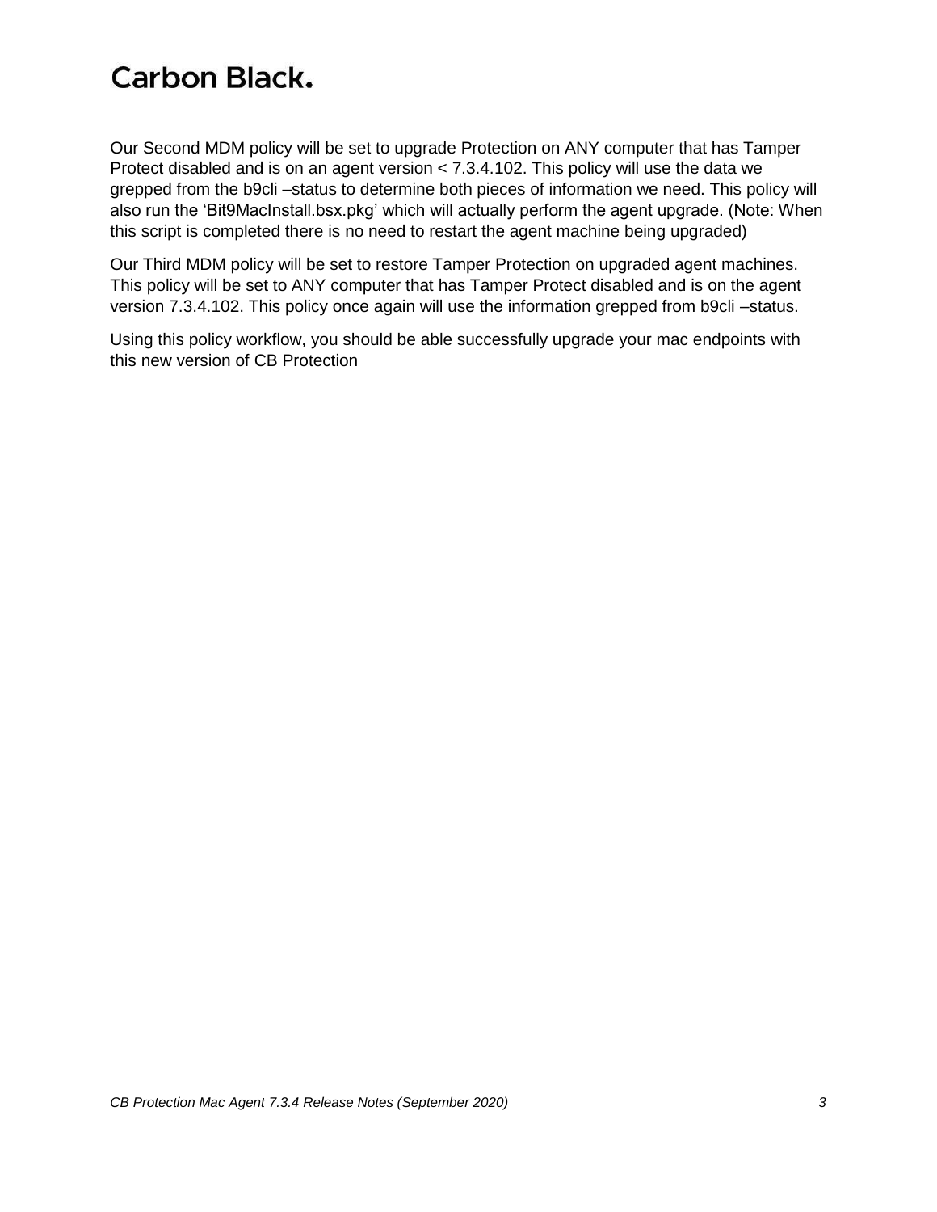Our Second MDM policy will be set to upgrade Protection on ANY computer that has Tamper Protect disabled and is on an agent version < 7.3.4.102. This policy will use the data we grepped from the b9cli –status to determine both pieces of information we need. This policy will also run the 'Bit9MacInstall.bsx.pkg' which will actually perform the agent upgrade. (Note: When this script is completed there is no need to restart the agent machine being upgraded)

Our Third MDM policy will be set to restore Tamper Protection on upgraded agent machines. This policy will be set to ANY computer that has Tamper Protect disabled and is on the agent version 7.3.4.102. This policy once again will use the information grepped from b9cli –status.

Using this policy workflow, you should be able successfully upgrade your mac endpoints with this new version of CB Protection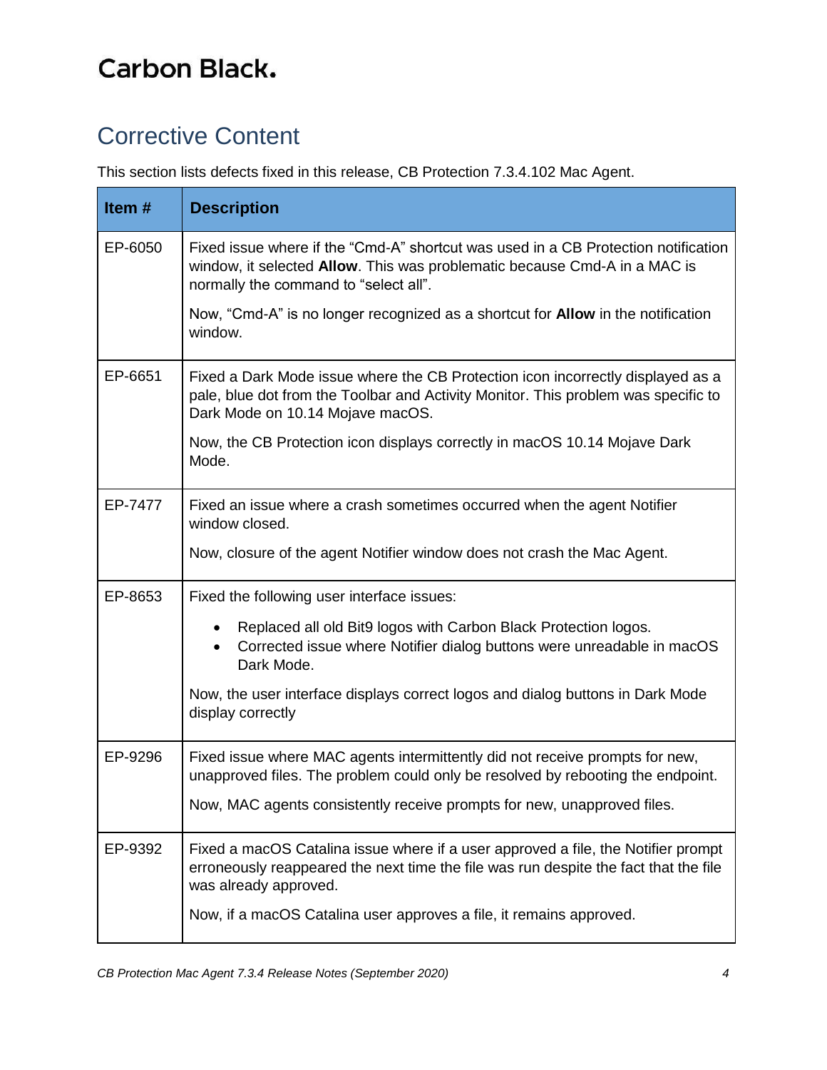# Carbon Black.

## Corrective Content

This section lists defects fixed in this release, CB Protection 7.3.4.102 Mac Agent.

| Item # | Description |
|---|---|
| EP-6050 | Fixed issue where if the “Cmd-A” shortcut was used in a CB Protection notification window, it selected **Allow**. This was problematic because Cmd-A in a MAC is normally the command to “select all”.<br><br>Now, “Cmd-A” is no longer recognized as a shortcut for **Allow** in the notification window. |
| EP-6651 | Fixed a Dark Mode issue where the CB Protection icon incorrectly displayed as a pale, blue dot from the Toolbar and Activity Monitor. This problem was specific to Dark Mode on 10.14 Mojave macOS.<br><br>Now, the CB Protection icon displays correctly in macOS 10.14 Mojave Dark Mode. |
| EP-7477 | Fixed an issue where a crash sometimes occurred when the agent Notifier window closed.<br><br>Now, closure of the agent Notifier window does not crash the Mac Agent. |
| EP-8653 | Fixed the following user interface issues:<br><br>• Replaced all old Bit9 logos with Carbon Black Protection logos.<br>• Corrected issue where Notifier dialog buttons were unreadable in macOS Dark Mode.<br><br>Now, the user interface displays correct logos and dialog buttons in Dark Mode display correctly |
| EP-9296 | Fixed issue where MAC agents intermittently did not receive prompts for new, unapproved files. The problem could only be resolved by rebooting the endpoint.<br><br>Now, MAC agents consistently receive prompts for new, unapproved files. |
| EP-9392 | Fixed a macOS Catalina issue where if a user approved a file, the Notifier prompt erroneously reappeared the next time the file was run despite the fact that the file was already approved.<br><br>Now, if a macOS Catalina user approves a file, it remains approved. |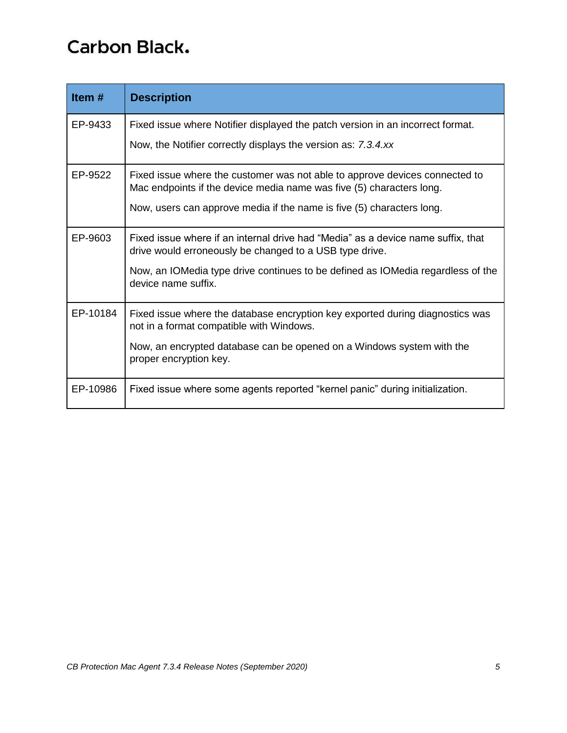| Item # | Description |
|---|---|
| EP-9433 | Fixed issue where Notifier displayed the patch version in an incorrect format.<br><br>Now, the Notifier correctly displays the version as: *7.3.4.xx* |
| EP-9522 | Fixed issue where the customer was not able to approve devices connected to Mac endpoints if the device media name was five (5) characters long.<br><br>Now, users can approve media if the name is five (5) characters long. |
| EP-9603 | Fixed issue where if an internal drive had “Media” as a device name suffix, that drive would erroneously be changed to a USB type drive.<br><br>Now, an IOMedia type drive continues to be defined as IOMedia regardless of the device name suffix. |
| EP-10184 | Fixed issue where the database encryption key exported during diagnostics was not in a format compatible with Windows.<br><br>Now, an encrypted database can be opened on a Windows system with the proper encryption key. |
| EP-10986 | Fixed issue where some agents reported “kernel panic” during initialization. |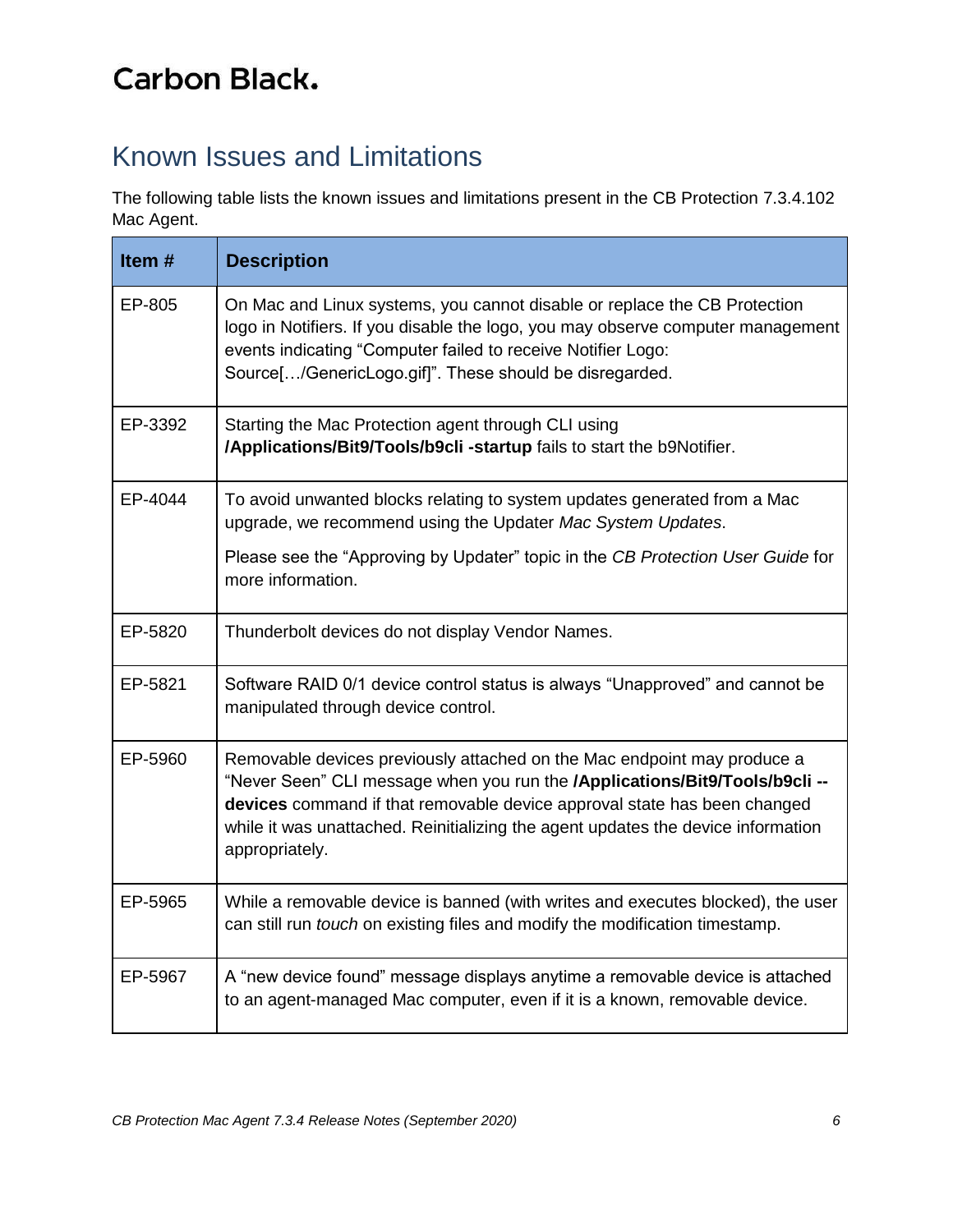Carbon Black.

## Known Issues and Limitations

The following table lists the known issues and limitations present in the CB Protection 7.3.4.102 Mac Agent.

| Item # | Description |
| --- | --- |
| EP-805 | On Mac and Linux systems, you cannot disable or replace the CB Protection logo in Notifiers. If you disable the logo, you may observe computer management events indicating "Computer failed to receive Notifier Logo: Source[…/GenericLogo.gif]". These should be disregarded. |
| EP-3392 | Starting the Mac Protection agent through CLI using **/Applications/Bit9/Tools/b9cli -startup** fails to start the b9Notifier. |
| EP-4044 | To avoid unwanted blocks relating to system updates generated from a Mac upgrade, we recommend using the Updater *Mac System Updates*.<br><br>Please see the "Approving by Updater" topic in the *CB Protection User Guide* for more information. |
| EP-5820 | Thunderbolt devices do not display Vendor Names. |
| EP-5821 | Software RAID 0/1 device control status is always "Unapproved" and cannot be manipulated through device control. |
| EP-5960 | Removable devices previously attached on the Mac endpoint may produce a "Never Seen" CLI message when you run the **/Applications/Bit9/Tools/b9cli --devices** command if that removable device approval state has been changed while it was unattached. Reinitializing the agent updates the device information appropriately. |
| EP-5965 | While a removable device is banned (with writes and executes blocked), the user can still run *touch* on existing files and modify the modification timestamp. |
| EP-5967 | A "new device found" message displays anytime a removable device is attached to an agent-managed Mac computer, even if it is a known, removable device. |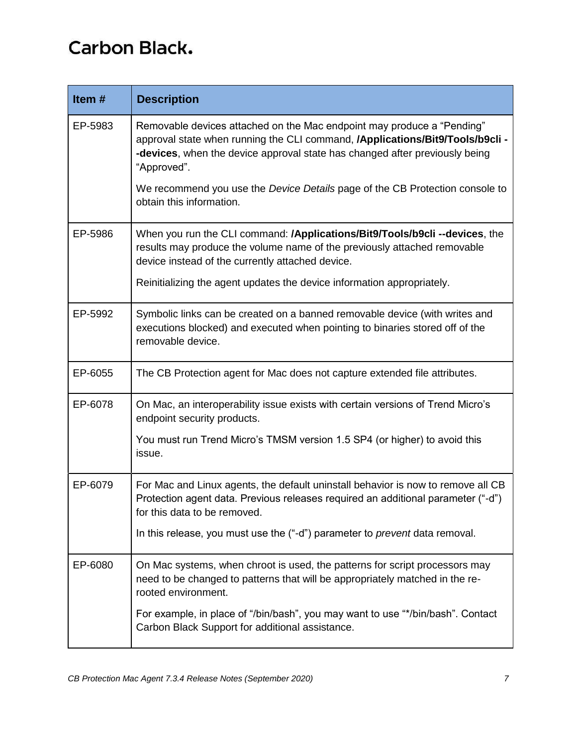| Item # | Description |
|---|---|
| EP-5983 | Removable devices attached on the Mac endpoint may produce a "Pending" approval state when running the CLI command, **/Applications/Bit9/Tools/b9cli --devices**, when the device approval state has changed after previously being "Approved".<br><br>We recommend you use the *Device Details* page of the CB Protection console to obtain this information. |
| EP-5986 | When you run the CLI command: **/Applications/Bit9/Tools/b9cli --devices**, the results may produce the volume name of the previously attached removable device instead of the currently attached device.<br><br>Reinitializing the agent updates the device information appropriately. |
| EP-5992 | Symbolic links can be created on a banned removable device (with writes and executions blocked) and executed when pointing to binaries stored off of the removable device. |
| EP-6055 | The CB Protection agent for Mac does not capture extended file attributes. |
| EP-6078 | On Mac, an interoperability issue exists with certain versions of Trend Micro's endpoint security products.<br><br>You must run Trend Micro's TMSM version 1.5 SP4 (or higher) to avoid this issue. |
| EP-6079 | For Mac and Linux agents, the default uninstall behavior is now to remove all CB Protection agent data. Previous releases required an additional parameter ("-d") for this data to be removed.<br><br>In this release, you must use the ("-d") parameter to *prevent* data removal. |
| EP-6080 | On Mac systems, when chroot is used, the patterns for script processors may need to be changed to patterns that will be appropriately matched in the re-rooted environment.<br><br>For example, in place of "/bin/bash", you may want to use "*/bin/bash". Contact Carbon Black Support for additional assistance. |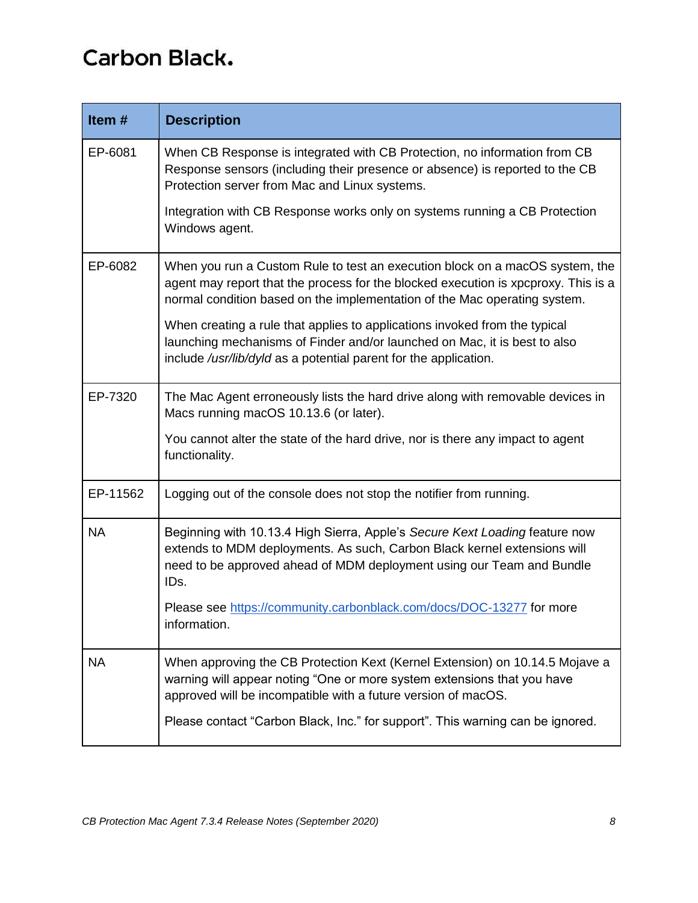| Item # | Description |
|---|---|
| EP-6081 | When CB Response is integrated with CB Protection, no information from CB Response sensors (including their presence or absence) is reported to the CB Protection server from Mac and Linux systems.<br><br>Integration with CB Response works only on systems running a CB Protection Windows agent. |
| EP-6082 | When you run a Custom Rule to test an execution block on a macOS system, the agent may report that the process for the blocked execution is xpcproxy. This is a normal condition based on the implementation of the Mac operating system.<br><br>When creating a rule that applies to applications invoked from the typical launching mechanisms of Finder and/or launched on Mac, it is best to also include */usr/lib/dyld* as a potential parent for the application. |
| EP-7320 | The Mac Agent erroneously lists the hard drive along with removable devices in Macs running macOS 10.13.6 (or later).<br><br>You cannot alter the state of the hard drive, nor is there any impact to agent functionality. |
| EP-11562 | Logging out of the console does not stop the notifier from running. |
| NA | Beginning with 10.13.4 High Sierra, Apple's *Secure Kext Loading* feature now extends to MDM deployments. As such, Carbon Black kernel extensions will need to be approved ahead of MDM deployment using our Team and Bundle IDs.<br><br>Please see [https://community.carbonblack.com/docs/DOC-13277](https://community.carbonblack.com/docs/DOC-13277) for more information. |
| NA | When approving the CB Protection Kext (Kernel Extension) on 10.14.5 Mojave a warning will appear noting "One or more system extensions that you have approved will be incompatible with a future version of macOS.<br><br>Please contact "Carbon Black, Inc." for support". This warning can be ignored. |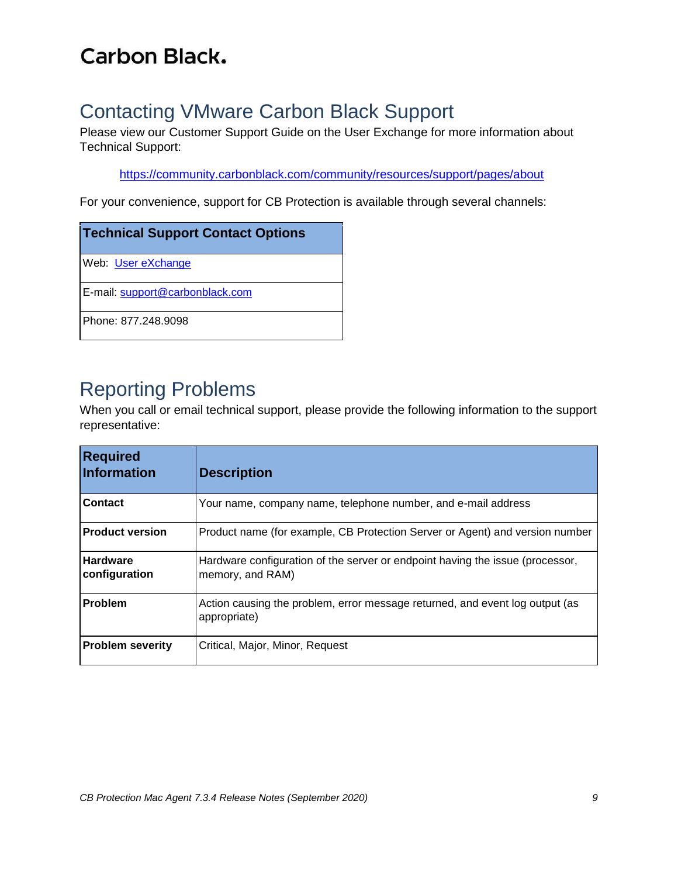Carbon Black.

# Contacting VMware Carbon Black Support

Please view our Customer Support Guide on the User Exchange for more information about Technical Support:

https://community.carbonblack.com/community/resources/support/pages/about

For your convenience, support for CB Protection is available through several channels:

| Technical Support Contact Options |
|---|
| Web: User eXchange |
| E-mail: support@carbonblack.com |
| Phone: 877.248.9098 |

# Reporting Problems

When you call or email technical support, please provide the following information to the support representative:

| Required Information | Description |
|---|---|
| **Contact** | Your name, company name, telephone number, and e-mail address |
| **Product version** | Product name (for example, CB Protection Server or Agent) and version number |
| **Hardware configuration** | Hardware configuration of the server or endpoint having the issue (processor, memory, and RAM) |
| **Problem** | Action causing the problem, error message returned, and event log output (as appropriate) |
| **Problem severity** | Critical, Major, Minor, Request |